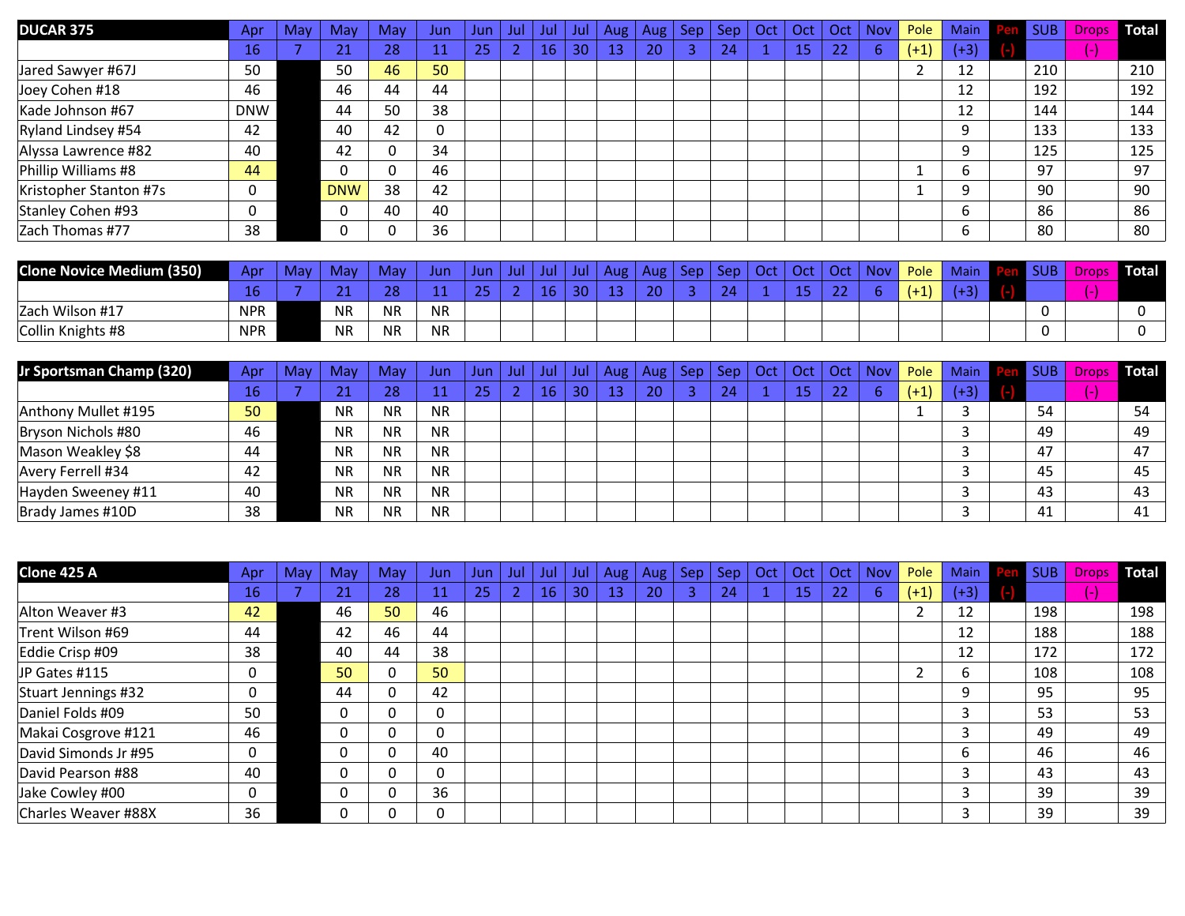| DUCAR 375 | Apr | May | May | May | Jun | Jun | Jul | Jul | Jul | Aug | Aug | Sep | Sep | Oct | Oct | Oct | Nov | Pole | Main | Pen | SUB | Drops | Total |
|---|---|---|---|---|---|---|---|---|---|---|---|---|---|---|---|---|---|---|---|---|---|---|---|
| | 16 | 7 | 21 | 28 | 11 | 25 | 2 | 16 | 30 | 13 | 20 | 3 | 24 | 1 | 15 | 22 | 6 | (+1) | (+3) | (-) | | (-) | |
| Jared Sawyer #67J | 50 | | 50 | 46 | 50 | | | | | | | | | | | | | 2 | 12 | | 210 | | 210 |
| Joey Cohen #18 | 46 | | 46 | 44 | 44 | | | | | | | | | | | | | | 12 | | 192 | | 192 |
| Kade Johnson #67 | DNW | | 44 | 50 | 38 | | | | | | | | | | | | | | 12 | | 144 | | 144 |
| Ryland Lindsey #54 | 42 | | 40 | 42 | 0 | | | | | | | | | | | | | | 9 | | 133 | | 133 |
| Alyssa Lawrence #82 | 40 | | 42 | 0 | 34 | | | | | | | | | | | | | | 9 | | 125 | | 125 |
| Phillip Williams #8 | 44 | | 0 | 0 | 46 | | | | | | | | | | | | | 1 | 6 | | 97 | | 97 |
| Kristopher Stanton #7s | 0 | | DNW | 38 | 42 | | | | | | | | | | | | | 1 | 9 | | 90 | | 90 |
| Stanley Cohen #93 | 0 | | 0 | 40 | 40 | | | | | | | | | | | | | | 6 | | 86 | | 86 |
| Zach Thomas #77 | 38 | | 0 | 0 | 36 | | | | | | | | | | | | | | 6 | | 80 | | 80 |

| Clone Novice Medium (350) | Apr | May | May | May | Jun | Jun | Jul | Jul | Jul | Aug | Aug | Sep | Sep | Oct | Oct | Oct | Nov | Pole | Main | Pen | SUB | Drops | Total |
|---|---|---|---|---|---|---|---|---|---|---|---|---|---|---|---|---|---|---|---|---|---|---|---|
| | 16 | 7 | 21 | 28 | 11 | 25 | 2 | 16 | 30 | 13 | 20 | 3 | 24 | 1 | 15 | 22 | 6 | (+1) | (+3) | (-) | | (-) | |
| Zach Wilson #17 | NPR | | NR | NR | NR | | | | | | | | | | | | | | | | 0 | | 0 |
| Collin Knights #8 | NPR | | NR | NR | NR | | | | | | | | | | | | | | | | 0 | | 0 |

| Jr Sportsman Champ (320) | Apr | May | May | May | Jun | Jun | Jul | Jul | Jul | Aug | Aug | Sep | Sep | Oct | Oct | Oct | Nov | Pole | Main | Pen | SUB | Drops | Total |
|---|---|---|---|---|---|---|---|---|---|---|---|---|---|---|---|---|---|---|---|---|---|---|---|
| | 16 | 7 | 21 | 28 | 11 | 25 | 2 | 16 | 30 | 13 | 20 | 3 | 24 | 1 | 15 | 22 | 6 | (+1) | (+3) | (-) | | (-) | |
| Anthony Mullet #195 | 50 | | NR | NR | NR | | | | | | | | | | | | | 1 | 3 | | 54 | | 54 |
| Bryson Nichols #80 | 46 | | NR | NR | NR | | | | | | | | | | | | | | 3 | | 49 | | 49 |
| Mason Weakley $8 | 44 | | NR | NR | NR | | | | | | | | | | | | | | 3 | | 47 | | 47 |
| Avery Ferrell #34 | 42 | | NR | NR | NR | | | | | | | | | | | | | | 3 | | 45 | | 45 |
| Hayden Sweeney #11 | 40 | | NR | NR | NR | | | | | | | | | | | | | | 3 | | 43 | | 43 |
| Brady James #10D | 38 | | NR | NR | NR | | | | | | | | | | | | | | 3 | | 41 | | 41 |

| Clone 425 A | Apr | May | May | May | Jun | Jun | Jul | Jul | Jul | Aug | Aug | Sep | Sep | Oct | Oct | Oct | Nov | Pole | Main | Pen | SUB | Drops | Total |
|---|---|---|---|---|---|---|---|---|---|---|---|---|---|---|---|---|---|---|---|---|---|---|---|
| | 16 | 7 | 21 | 28 | 11 | 25 | 2 | 16 | 30 | 13 | 20 | 3 | 24 | 1 | 15 | 22 | 6 | (+1) | (+3) | (-) | | (-) | |
| Alton Weaver #3 | 42 | | 46 | 50 | 46 | | | | | | | | | | | | | 2 | 12 | | 198 | | 198 |
| Trent Wilson #69 | 44 | | 42 | 46 | 44 | | | | | | | | | | | | | | 12 | | 188 | | 188 |
| Eddie Crisp #09 | 38 | | 40 | 44 | 38 | | | | | | | | | | | | | | 12 | | 172 | | 172 |
| JP Gates #115 | 0 | | 50 | 0 | 50 | | | | | | | | | | | | | 2 | 6 | | 108 | | 108 |
| Stuart Jennings #32 | 0 | | 44 | 0 | 42 | | | | | | | | | | | | | | 9 | | 95 | | 95 |
| Daniel Folds #09 | 50 | | 0 | 0 | 0 | | | | | | | | | | | | | | 3 | | 53 | | 53 |
| Makai Cosgrove #121 | 46 | | 0 | 0 | 0 | | | | | | | | | | | | | | 3 | | 49 | | 49 |
| David Simonds Jr #95 | 0 | | 0 | 0 | 40 | | | | | | | | | | | | | | 6 | | 46 | | 46 |
| David Pearson #88 | 40 | | 0 | 0 | 0 | | | | | | | | | | | | | | 3 | | 43 | | 43 |
| Jake Cowley #00 | 0 | | 0 | 0 | 36 | | | | | | | | | | | | | | 3 | | 39 | | 39 |
| Charles Weaver #88X | 36 | | 0 | 0 | 0 | | | | | | | | | | | | | | 3 | | 39 | | 39 |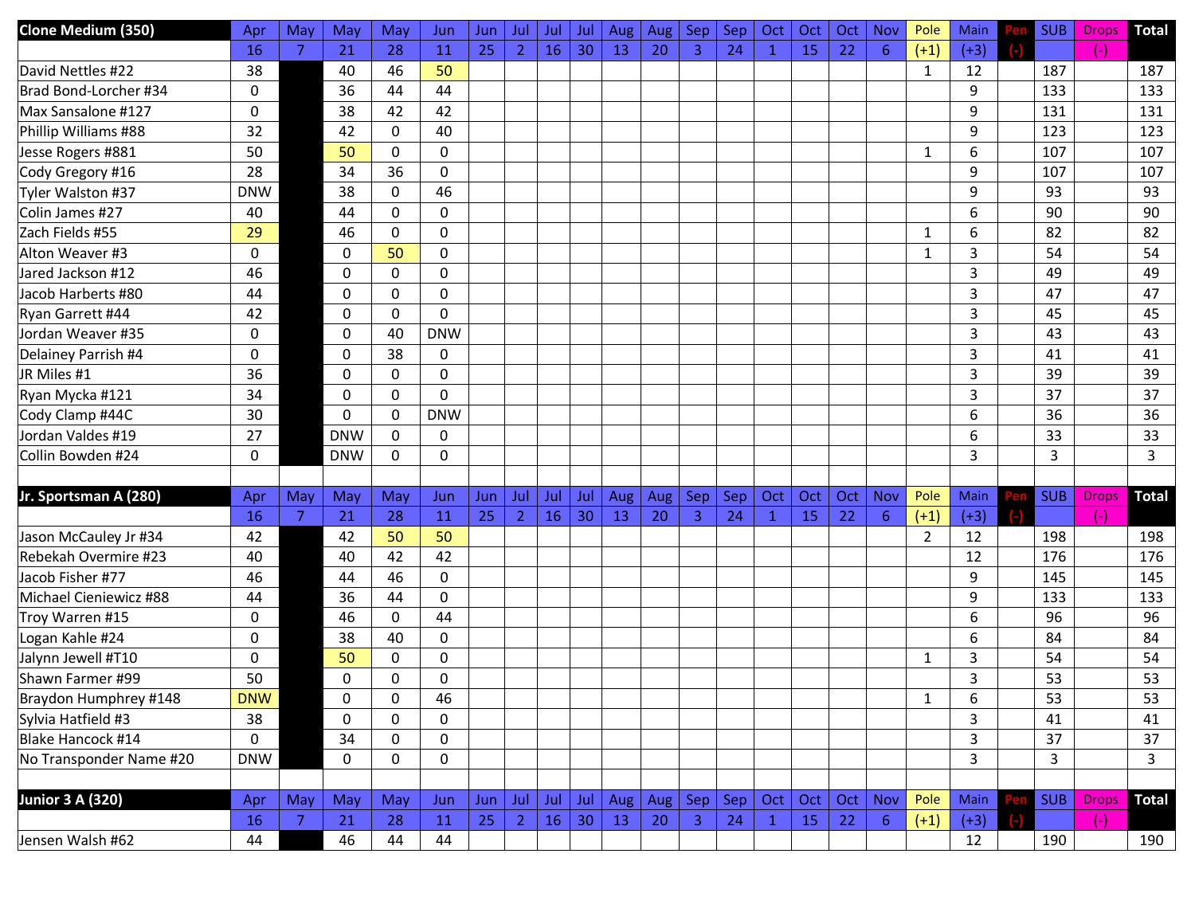| Clone Medium (350) | Apr | May | May | May | Jun | Jun | Jul | Jul | Jul | Aug | Aug | Sep | Sep | Oct | Oct | Oct | Nov | Pole | Main | Pen | SUB | Drops | Total |
|---|---|---|---|---|---|---|---|---|---|---|---|---|---|---|---|---|---|---|---|---|---|---|---|
| | 16 | 7 | 21 | 28 | 11 | 25 | 2 | 16 | 30 | 13 | 20 | 3 | 24 | 1 | 15 | 22 | 6 | (+1) | (+3) | (-) | | (-) | |
| David Nettles #22 | 38 | | 40 | 46 | 50 | | | | | | | | | | | | | 1 | 12 | | 187 | | 187 |
| Brad Bond-Lorcher #34 | 0 | | 36 | 44 | 44 | | | | | | | | | | | | | | 9 | | 133 | | 133 |
| Max Sansalone #127 | 0 | | 38 | 42 | 42 | | | | | | | | | | | | | | 9 | | 131 | | 131 |
| Phillip Williams #88 | 32 | | 42 | 0 | 40 | | | | | | | | | | | | | | 9 | | 123 | | 123 |
| Jesse Rogers #881 | 50 | | 50 | 0 | 0 | | | | | | | | | | | | | 1 | 6 | | 107 | | 107 |
| Cody Gregory #16 | 28 | | 34 | 36 | 0 | | | | | | | | | | | | | | 9 | | 107 | | 107 |
| Tyler Walston #37 | DNW | | 38 | 0 | 46 | | | | | | | | | | | | | | 9 | | 93 | | 93 |
| Colin James #27 | 40 | | 44 | 0 | 0 | | | | | | | | | | | | | | 6 | | 90 | | 90 |
| Zach Fields #55 | 29 | | 46 | 0 | 0 | | | | | | | | | | | | | 1 | 6 | | 82 | | 82 |
| Alton Weaver #3 | 0 | | 0 | 50 | 0 | | | | | | | | | | | | | 1 | 3 | | 54 | | 54 |
| Jared Jackson #12 | 46 | | 0 | 0 | 0 | | | | | | | | | | | | | | 3 | | 49 | | 49 |
| Jacob Harberts #80 | 44 | | 0 | 0 | 0 | | | | | | | | | | | | | | 3 | | 47 | | 47 |
| Ryan Garrett #44 | 42 | | 0 | 0 | 0 | | | | | | | | | | | | | | 3 | | 45 | | 45 |
| Jordan Weaver #35 | 0 | | 0 | 40 | DNW | | | | | | | | | | | | | | 3 | | 43 | | 43 |
| Delainey Parrish #4 | 0 | | 0 | 38 | 0 | | | | | | | | | | | | | | 3 | | 41 | | 41 |
| JR Miles #1 | 36 | | 0 | 0 | 0 | | | | | | | | | | | | | | 3 | | 39 | | 39 |
| Ryan Mycka #121 | 34 | | 0 | 0 | 0 | | | | | | | | | | | | | | 3 | | 37 | | 37 |
| Cody Clamp #44C | 30 | | 0 | 0 | DNW | | | | | | | | | | | | | | 6 | | 36 | | 36 |
| Jordan Valdes #19 | 27 | | DNW | 0 | 0 | | | | | | | | | | | | | | 6 | | 33 | | 33 |
| Collin Bowden #24 | 0 | | DNW | 0 | 0 | | | | | | | | | | | | | | 3 | | 3 | | 3 |

| Jr. Sportsman A (280) | Apr | May | May | May | Jun | Jun | Jul | Jul | Jul | Aug | Aug | Sep | Sep | Oct | Oct | Oct | Nov | Pole | Main | Pen | SUB | Drops | Total |
|---|---|---|---|---|---|---|---|---|---|---|---|---|---|---|---|---|---|---|---|---|---|---|---|
| | 16 | 7 | 21 | 28 | 11 | 25 | 2 | 16 | 30 | 13 | 20 | 3 | 24 | 1 | 15 | 22 | 6 | (+1) | (+3) | (-) | | (-) | |
| Jason McCauley Jr #34 | 42 | | 42 | 50 | 50 | | | | | | | | | | | | | 2 | 12 | | 198 | | 198 |
| Rebekah Overmire #23 | 40 | | 40 | 42 | 42 | | | | | | | | | | | | | | 12 | | 176 | | 176 |
| Jacob Fisher #77 | 46 | | 44 | 46 | 0 | | | | | | | | | | | | | | 9 | | 145 | | 145 |
| Michael Cieniewicz #88 | 44 | | 36 | 44 | 0 | | | | | | | | | | | | | | 9 | | 133 | | 133 |
| Troy Warren #15 | 0 | | 46 | 0 | 44 | | | | | | | | | | | | | | 6 | | 96 | | 96 |
| Logan Kahle #24 | 0 | | 38 | 40 | 0 | | | | | | | | | | | | | | 6 | | 84 | | 84 |
| Jalynn Jewell #T10 | 0 | | 50 | 0 | 0 | | | | | | | | | | | | | 1 | 3 | | 54 | | 54 |
| Shawn Farmer #99 | 50 | | 0 | 0 | 0 | | | | | | | | | | | | | | 3 | | 53 | | 53 |
| Braydon Humphrey #148 | DNW | | 0 | 0 | 46 | | | | | | | | | | | | | 1 | 6 | | 53 | | 53 |
| Sylvia Hatfield #3 | 38 | | 0 | 0 | 0 | | | | | | | | | | | | | | 3 | | 41 | | 41 |
| Blake Hancock #14 | 0 | | 34 | 0 | 0 | | | | | | | | | | | | | | 3 | | 37 | | 37 |
| No Transponder Name #20 | DNW | | 0 | 0 | 0 | | | | | | | | | | | | | | 3 | | 3 | | 3 |

| Junior 3 A (320) | Apr | May | May | May | Jun | Jun | Jul | Jul | Jul | Aug | Aug | Sep | Sep | Oct | Oct | Oct | Nov | Pole | Main | Pen | SUB | Drops | Total |
|---|---|---|---|---|---|---|---|---|---|---|---|---|---|---|---|---|---|---|---|---|---|---|---|
| | 16 | 7 | 21 | 28 | 11 | 25 | 2 | 16 | 30 | 13 | 20 | 3 | 24 | 1 | 15 | 22 | 6 | (+1) | (+3) | (-) | | (-) | |
| Jensen Walsh #62 | 44 | | 46 | 44 | 44 | | | | | | | | | | | | | | 12 | | 190 | | 190 |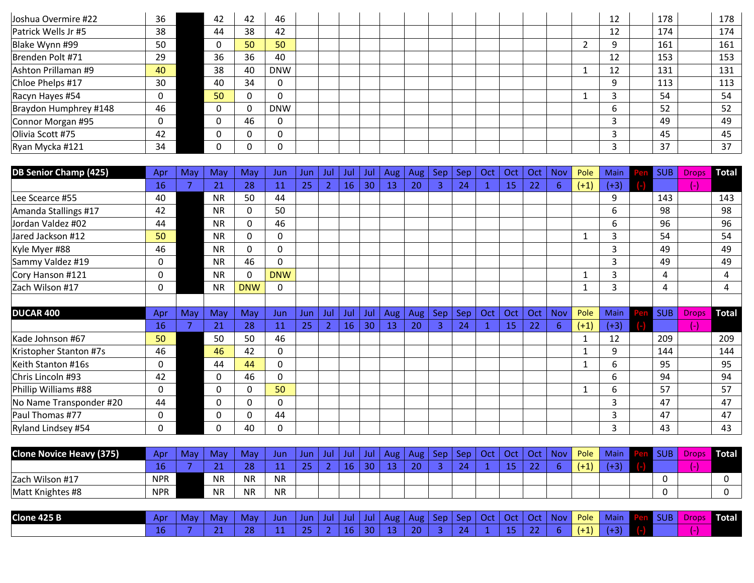| | | | | | | | | | | | | | | | | | | | | | | |
|---|---|---|---|---|---|---|---|---|---|---|---|---|---|---|---|---|---|---|---|---|---|---|
| Joshua Overmire #22 | 36 | | 42 | 42 | 46 | | | | | | | | | | | | | 12 | | 178 | | 178 |
| Patrick Wells Jr #5 | 38 | | 44 | 38 | 42 | | | | | | | | | | | | | 12 | | 174 | | 174 |
| Blake Wynn #99 | 50 | | 0 | 50 | 50 | | | | | | | | | | | | 2 | 9 | | 161 | | 161 |
| Brenden Polt #71 | 29 | | 36 | 36 | 40 | | | | | | | | | | | | | 12 | | 153 | | 153 |
| Ashton Prillaman #9 | 40 | | 38 | 40 | DNW | | | | | | | | | | | | 1 | 12 | | 131 | | 131 |
| Chloe Phelps #17 | 30 | | 40 | 34 | 0 | | | | | | | | | | | | | 9 | | 113 | | 113 |
| Racyn Hayes #54 | 0 | | 50 | 0 | 0 | | | | | | | | | | | | 1 | 3 | | 54 | | 54 |
| Braydon Humphrey #148 | 46 | | 0 | 0 | DNW | | | | | | | | | | | | | 6 | | 52 | | 52 |
| Connor Morgan #95 | 0 | | 0 | 46 | 0 | | | | | | | | | | | | | 3 | | 49 | | 49 |
| Olivia Scott #75 | 42 | | 0 | 0 | 0 | | | | | | | | | | | | | 3 | | 45 | | 45 |
| Ryan Mycka #121 | 34 | | 0 | 0 | 0 | | | | | | | | | | | | | 3 | | 37 | | 37 |

| DB Senior Champ (425) | Apr | May | May | May | Jun | Jun | Jul | Jul | Jul | Aug | Aug | Sep | Sep | Oct | Oct | Oct | Nov | Pole | Main | Pen | SUB | Drops | Total |
|---|---|---|---|---|---|---|---|---|---|---|---|---|---|---|---|---|---|---|---|---|---|---|---|
| | 16 | 7 | 21 | 28 | 11 | 25 | 2 | 16 | 30 | 13 | 20 | 3 | 24 | 1 | 15 | 22 | 6 | (+1) | (+3) | (-) | | (-) | |
| Lee Scearce #55 | 40 | | NR | 50 | 44 | | | | | | | | | | | | | | 9 | | 143 | | 143 |
| Amanda Stallings #17 | 42 | | NR | 0 | 50 | | | | | | | | | | | | | | 6 | | 98 | | 98 |
| Jordan Valdez #02 | 44 | | NR | 0 | 46 | | | | | | | | | | | | | | 6 | | 96 | | 96 |
| Jared Jackson #12 | 50 | | NR | 0 | 0 | | | | | | | | | | | | | 1 | 3 | | 54 | | 54 |
| Kyle Myer #88 | 46 | | NR | 0 | 0 | | | | | | | | | | | | | | 3 | | 49 | | 49 |
| Sammy Valdez #19 | 0 | | NR | 46 | 0 | | | | | | | | | | | | | | 3 | | 49 | | 49 |
| Cory Hanson #121 | 0 | | NR | 0 | DNW | | | | | | | | | | | | | 1 | 3 | | 4 | | 4 |
| Zach Wilson #17 | 0 | | NR | DNW | 0 | | | | | | | | | | | | | 1 | 3 | | 4 | | 4 |

| DUCAR 400 | Apr | May | May | May | Jun | Jun | Jul | Jul | Jul | Aug | Aug | Sep | Sep | Oct | Oct | Oct | Nov | Pole | Main | Pen | SUB | Drops | Total |
|---|---|---|---|---|---|---|---|---|---|---|---|---|---|---|---|---|---|---|---|---|---|---|---|
| | 16 | 7 | 21 | 28 | 11 | 25 | 2 | 16 | 30 | 13 | 20 | 3 | 24 | 1 | 15 | 22 | 6 | (+1) | (+3) | (-) | | (-) | |
| Kade Johnson #67 | 50 | | 50 | 50 | 46 | | | | | | | | | | | | | 1 | 12 | | 209 | | 209 |
| Kristopher Stanton #7s | 46 | | 46 | 42 | 0 | | | | | | | | | | | | | 1 | 9 | | 144 | | 144 |
| Keith Stanton #16s | 0 | | 44 | 44 | 0 | | | | | | | | | | | | | 1 | 6 | | 95 | | 95 |
| Chris Lincoln #93 | 42 | | 0 | 46 | 0 | | | | | | | | | | | | | | 6 | | 94 | | 94 |
| Phillip Williams #88 | 0 | | 0 | 0 | 50 | | | | | | | | | | | | | 1 | 6 | | 57 | | 57 |
| No Name Transponder #20 | 44 | | 0 | 0 | 0 | | | | | | | | | | | | | | 3 | | 47 | | 47 |
| Paul Thomas #77 | 0 | | 0 | 0 | 44 | | | | | | | | | | | | | | 3 | | 47 | | 47 |
| Ryland Lindsey #54 | 0 | | 0 | 40 | 0 | | | | | | | | | | | | | | 3 | | 43 | | 43 |

| Clone Novice Heavy (375) | Apr | May | May | May | Jun | Jun | Jul | Jul | Jul | Aug | Aug | Sep | Sep | Oct | Oct | Oct | Nov | Pole | Main | Pen | SUB | Drops | Total |
|---|---|---|---|---|---|---|---|---|---|---|---|---|---|---|---|---|---|---|---|---|---|---|---|
| | 16 | 7 | 21 | 28 | 11 | 25 | 2 | 16 | 30 | 13 | 20 | 3 | 24 | 1 | 15 | 22 | 6 | (+1) | (+3) | (-) | | (-) | |
| Zach Wilson #17 | NPR | | NR | NR | NR | | | | | | | | | | | | | | | | 0 | | 0 |
| Matt Knightes #8 | NPR | | NR | NR | NR | | | | | | | | | | | | | | | | 0 | | 0 |

| Clone 425 B | Apr | May | May | May | Jun | Jun | Jul | Jul | Jul | Aug | Aug | Sep | Sep | Oct | Oct | Oct | Nov | Pole | Main | Pen | SUB | Drops | Total |
|---|---|---|---|---|---|---|---|---|---|---|---|---|---|---|---|---|---|---|---|---|---|---|---|
| | 16 | 7 | 21 | 28 | 11 | 25 | 2 | 16 | 30 | 13 | 20 | 3 | 24 | 1 | 15 | 22 | 6 | (+1) | (+3) | (-) | | (-) | |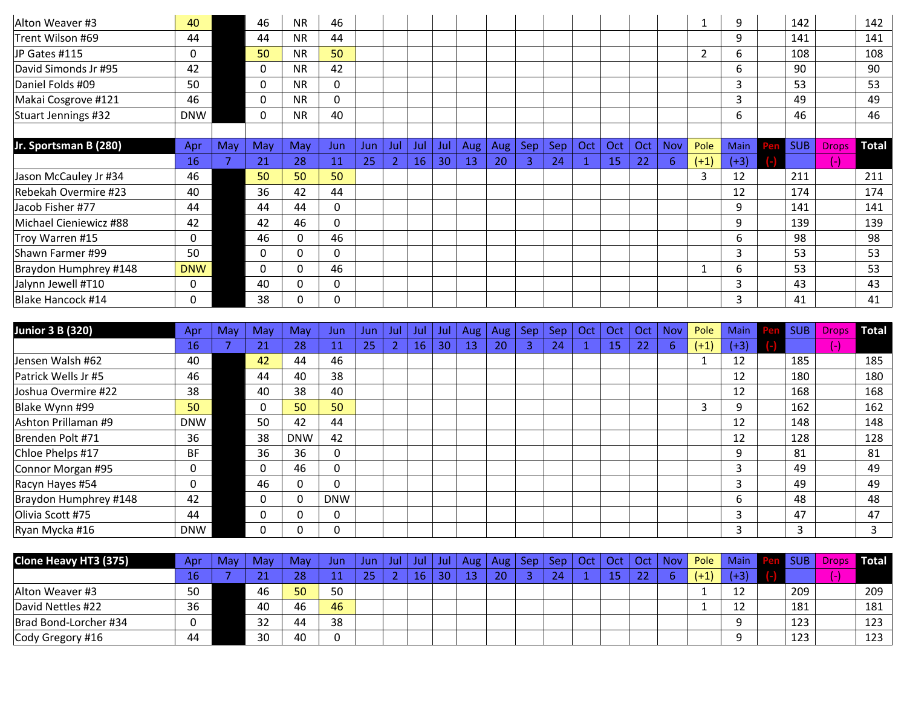| | | | | | | | | | | | | | | | | | | Pole | Main | Pen | SUB | Drops | Total |
|---|---|---|---|---|---|---|---|---|---|---|---|---|---|---|---|---|---|---|---|---|---|---|---|
| Alton Weaver #3 | 40 | | 46 | NR | 46 | | | | | | | | | | | | | 1 | 9 | | 142 | | 142 |
| Trent Wilson #69 | 44 | | 44 | NR | 44 | | | | | | | | | | | | | | 9 | | 141 | | 141 |
| JP Gates #115 | 0 | | 50 | NR | 50 | | | | | | | | | | | | | 2 | 6 | | 108 | | 108 |
| David Simonds Jr #95 | 42 | | 0 | NR | 42 | | | | | | | | | | | | | | 6 | | 90 | | 90 |
| Daniel Folds #09 | 50 | | 0 | NR | 0 | | | | | | | | | | | | | | 3 | | 53 | | 53 |
| Makai Cosgrove #121 | 46 | | 0 | NR | 0 | | | | | | | | | | | | | | 3 | | 49 | | 49 |
| Stuart Jennings #32 | DNW | | 0 | NR | 40 | | | | | | | | | | | | | | 6 | | 46 | | 46 |

| Jr. Sportsman B (280) | Apr | May | May | May | Jun | Jun | Jul | Jul | Jul | Aug | Aug | Sep | Sep | Oct | Oct | Oct | Nov | Pole | Main | Pen | SUB | Drops | Total |
|---|---|---|---|---|---|---|---|---|---|---|---|---|---|---|---|---|---|---|---|---|---|---|---|
| | 16 | 7 | 21 | 28 | 11 | 25 | 2 | 16 | 30 | 13 | 20 | 3 | 24 | 1 | 15 | 22 | 6 | (+1) | (+3) | (-) | | (-) | |
| Jason McCauley Jr #34 | 46 | | 50 | 50 | 50 | | | | | | | | | | | | | 3 | 12 | | 211 | | 211 |
| Rebekah Overmire #23 | 40 | | 36 | 42 | 44 | | | | | | | | | | | | | | 12 | | 174 | | 174 |
| Jacob Fisher #77 | 44 | | 44 | 44 | 0 | | | | | | | | | | | | | | 9 | | 141 | | 141 |
| Michael Cieniewicz #88 | 42 | | 42 | 46 | 0 | | | | | | | | | | | | | | 9 | | 139 | | 139 |
| Troy Warren #15 | 0 | | 46 | 0 | 46 | | | | | | | | | | | | | | 6 | | 98 | | 98 |
| Shawn Farmer #99 | 50 | | 0 | 0 | 0 | | | | | | | | | | | | | | 3 | | 53 | | 53 |
| Braydon Humphrey #148 | DNW | | 0 | 0 | 46 | | | | | | | | | | | | | 1 | 6 | | 53 | | 53 |
| Jalynn Jewell #T10 | 0 | | 40 | 0 | 0 | | | | | | | | | | | | | | 3 | | 43 | | 43 |
| Blake Hancock #14 | 0 | | 38 | 0 | 0 | | | | | | | | | | | | | | 3 | | 41 | | 41 |

| Junior 3 B (320) | Apr | May | May | May | Jun | Jun | Jul | Jul | Jul | Aug | Aug | Sep | Sep | Oct | Oct | Oct | Nov | Pole | Main | Pen | SUB | Drops | Total |
|---|---|---|---|---|---|---|---|---|---|---|---|---|---|---|---|---|---|---|---|---|---|---|---|
| | 16 | 7 | 21 | 28 | 11 | 25 | 2 | 16 | 30 | 13 | 20 | 3 | 24 | 1 | 15 | 22 | 6 | (+1) | (+3) | (-) | | (-) | |
| Jensen Walsh #62 | 40 | | 42 | 44 | 46 | | | | | | | | | | | | | 1 | 12 | | 185 | | 185 |
| Patrick Wells Jr #5 | 46 | | 44 | 40 | 38 | | | | | | | | | | | | | | 12 | | 180 | | 180 |
| Joshua Overmire #22 | 38 | | 40 | 38 | 40 | | | | | | | | | | | | | | 12 | | 168 | | 168 |
| Blake Wynn #99 | 50 | | 0 | 50 | 50 | | | | | | | | | | | | | 3 | 9 | | 162 | | 162 |
| Ashton Prillaman #9 | DNW | | 50 | 42 | 44 | | | | | | | | | | | | | | 12 | | 148 | | 148 |
| Brenden Polt #71 | 36 | | 38 | DNW | 42 | | | | | | | | | | | | | | 12 | | 128 | | 128 |
| Chloe Phelps #17 | BF | | 36 | 36 | 0 | | | | | | | | | | | | | | 9 | | 81 | | 81 |
| Connor Morgan #95 | 0 | | 0 | 46 | 0 | | | | | | | | | | | | | | 3 | | 49 | | 49 |
| Racyn Hayes #54 | 0 | | 46 | 0 | 0 | | | | | | | | | | | | | | 3 | | 49 | | 49 |
| Braydon Humphrey #148 | 42 | | 0 | 0 | DNW | | | | | | | | | | | | | | 6 | | 48 | | 48 |
| Olivia Scott #75 | 44 | | 0 | 0 | 0 | | | | | | | | | | | | | | 3 | | 47 | | 47 |
| Ryan Mycka #16 | DNW | | 0 | 0 | 0 | | | | | | | | | | | | | | 3 | | 3 | | 3 |

| Clone Heavy HT3 (375) | Apr | May | May | May | Jun | Jun | Jul | Jul | Jul | Aug | Aug | Sep | Sep | Oct | Oct | Oct | Nov | Pole | Main | Pen | SUB | Drops | Total |
|---|---|---|---|---|---|---|---|---|---|---|---|---|---|---|---|---|---|---|---|---|---|---|---|
| | 16 | 7 | 21 | 28 | 11 | 25 | 2 | 16 | 30 | 13 | 20 | 3 | 24 | 1 | 15 | 22 | 6 | (+1) | (+3) | (-) | | (-) | |
| Alton Weaver #3 | 50 | | 46 | 50 | 50 | | | | | | | | | | | | | 1 | 12 | | 209 | | 209 |
| David Nettles #22 | 36 | | 40 | 46 | 46 | | | | | | | | | | | | | 1 | 12 | | 181 | | 181 |
| Brad Bond-Lorcher #34 | 0 | | 32 | 44 | 38 | | | | | | | | | | | | | | 9 | | 123 | | 123 |
| Cody Gregory #16 | 44 | | 30 | 40 | 0 | | | | | | | | | | | | | | 9 | | 123 | | 123 |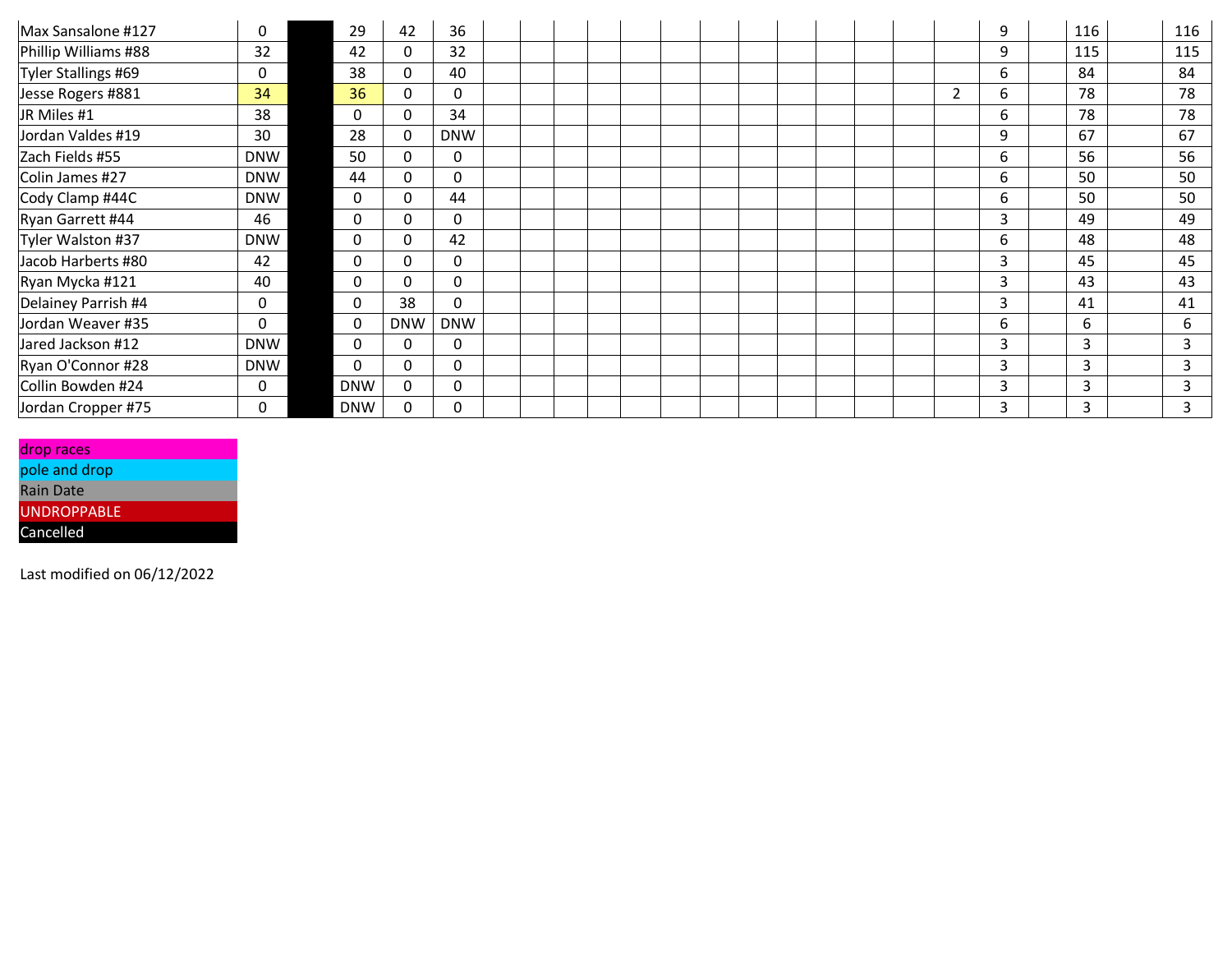| | | | | | | | | | | | | | | | | | | | | | | | |
|---|---|---|---|---|---|---|---|---|---|---|---|---|---|---|---|---|---|---|---|---|---|---|---|
| Max Sansalone #127 | 0 | | 29 | 42 | 36 | | | | | | | | | | | | | | 9 | | 116 | | 116 |
| Phillip Williams #88 | 32 | | 42 | 0 | 32 | | | | | | | | | | | | | | 9 | | 115 | | 115 |
| Tyler Stallings #69 | 0 | | 38 | 0 | 40 | | | | | | | | | | | | | | 6 | | 84 | | 84 |
| Jesse Rogers #881 | 34 | | 36 | 0 | 0 | | | | | | | | | | | | | 2 | 6 | | 78 | | 78 |
| JR Miles #1 | 38 | | 0 | 0 | 34 | | | | | | | | | | | | | | 6 | | 78 | | 78 |
| Jordan Valdes #19 | 30 | | 28 | 0 | DNW | | | | | | | | | | | | | | 9 | | 67 | | 67 |
| Zach Fields #55 | DNW | | 50 | 0 | 0 | | | | | | | | | | | | | | 6 | | 56 | | 56 |
| Colin James #27 | DNW | | 44 | 0 | 0 | | | | | | | | | | | | | | 6 | | 50 | | 50 |
| Cody Clamp #44C | DNW | | 0 | 0 | 44 | | | | | | | | | | | | | | 6 | | 50 | | 50 |
| Ryan Garrett #44 | 46 | | 0 | 0 | 0 | | | | | | | | | | | | | | 3 | | 49 | | 49 |
| Tyler Walston #37 | DNW | | 0 | 0 | 42 | | | | | | | | | | | | | | 6 | | 48 | | 48 |
| Jacob Harberts #80 | 42 | | 0 | 0 | 0 | | | | | | | | | | | | | | 3 | | 45 | | 45 |
| Ryan Mycka #121 | 40 | | 0 | 0 | 0 | | | | | | | | | | | | | | 3 | | 43 | | 43 |
| Delainey Parrish #4 | 0 | | 0 | 38 | 0 | | | | | | | | | | | | | | 3 | | 41 | | 41 |
| Jordan Weaver #35 | 0 | | 0 | DNW | DNW | | | | | | | | | | | | | | 6 | | 6 | | 6 |
| Jared Jackson #12 | DNW | | 0 | 0 | 0 | | | | | | | | | | | | | | 3 | | 3 | | 3 |
| Ryan O'Connor #28 | DNW | | 0 | 0 | 0 | | | | | | | | | | | | | | 3 | | 3 | | 3 |
| Collin Bowden #24 | 0 | | DNW | 0 | 0 | | | | | | | | | | | | | | 3 | | 3 | | 3 |
| Jordan Cropper #75 | 0 | | DNW | 0 | 0 | | | | | | | | | | | | | | 3 | | 3 | | 3 |

drop races
pole and drop
Rain Date
UNDROPPABLE
Cancelled

Last modified on 06/12/2022